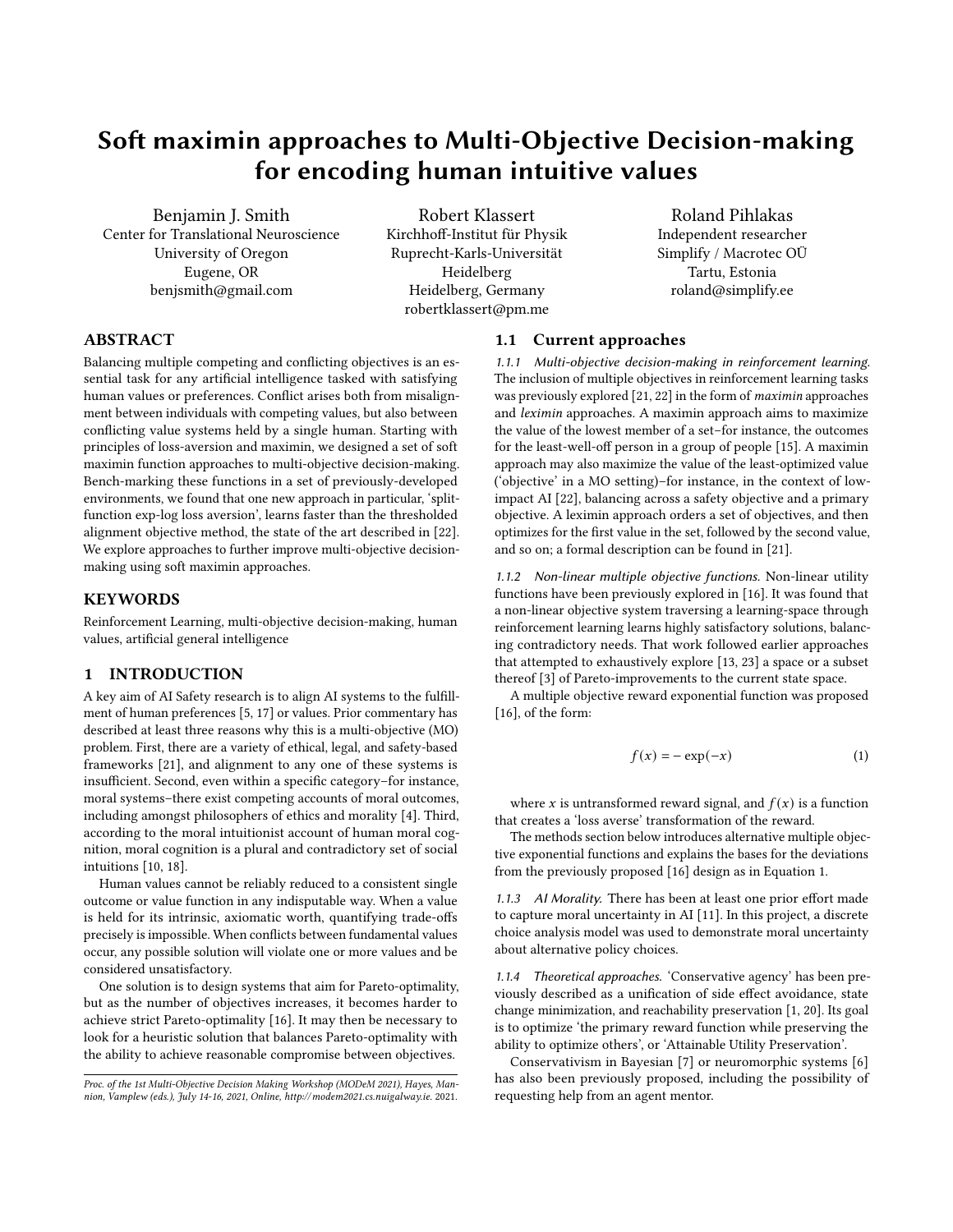# Soft maximin approaches to Multi-Objective Decision-making for encoding human intuitive values

Benjamin J. Smith
Center for Translational Neuroscience
University of Oregon
Eugene, OR
benjsmith@gmail.com

Robert Klassert
Kirchhoff-Institut für Physik
Ruprecht-Karls-Universität
Heidelberg
Heidelberg, Germany
robertklassert@pm.me

Roland Pihlakas
Independent researcher
Simplify / Macrotec OÜ
Tartu, Estonia
roland@simplify.ee

## ABSTRACT

Balancing multiple competing and conflicting objectives is an essential task for any artificial intelligence tasked with satisfying human values or preferences. Conflict arises both from misalignment between individuals with competing values, but also between conflicting value systems held by a single human. Starting with principles of loss-aversion and maximin, we designed a set of soft maximin function approaches to multi-objective decision-making. Bench-marking these functions in a set of previously-developed environments, we found that one new approach in particular, 'split-function exp-log loss aversion', learns faster than the thresholded alignment objective method, the state of the art described in [22]. We explore approaches to further improve multi-objective decision-making using soft maximin approaches.

## KEYWORDS

Reinforcement Learning, multi-objective decision-making, human values, artificial general intelligence

## 1 INTRODUCTION

A key aim of AI Safety research is to align AI systems to the fulfillment of human preferences [5, 17] or values. Prior commentary has described at least three reasons why this is a multi-objective (MO) problem. First, there are a variety of ethical, legal, and safety-based frameworks [21], and alignment to any one of these systems is insufficient. Second, even within a specific category–for instance, moral systems–there exist competing accounts of moral outcomes, including amongst philosophers of ethics and morality [4]. Third, according to the moral intuitionist account of human moral cognition, moral cognition is a plural and contradictory set of social intuitions [10, 18].

Human values cannot be reliably reduced to a consistent single outcome or value function in any indisputable way. When a value is held for its intrinsic, axiomatic worth, quantifying trade-offs precisely is impossible. When conflicts between fundamental values occur, any possible solution will violate one or more values and be considered unsatisfactory.

One solution is to design systems that aim for Pareto-optimality, but as the number of objectives increases, it becomes harder to achieve strict Pareto-optimality [16]. It may then be necessary to look for a heuristic solution that balances Pareto-optimality with the ability to achieve reasonable compromise between objectives.

*Proc. of the 1st Multi-Objective Decision Making Workshop (MODeM 2021), Hayes, Mannion, Vamplew (eds.), July 14-16, 2021, Online, http://modem2021.cs.nuigalway.ie. 2021.*

### 1.1 Current approaches

*1.1.1 Multi-objective decision-making in reinforcement learning.* The inclusion of multiple objectives in reinforcement learning tasks was previously explored [21, 22] in the form of *maximin* approaches and *leximin* approaches. A maximin approach aims to maximize the value of the lowest member of a set–for instance, the outcomes for the least-well-off person in a group of people [15]. A maximin approach may also maximize the value of the least-optimized value ('objective' in a MO setting)–for instance, in the context of low-impact AI [22], balancing across a safety objective and a primary objective. A leximin approach orders a set of objectives, and then optimizes for the first value in the set, followed by the second value, and so on; a formal description can be found in [21].

*1.1.2 Non-linear multiple objective functions.* Non-linear utility functions have been previously explored in [16]. It was found that a non-linear objective system traversing a learning-space through reinforcement learning learns highly satisfactory solutions, balancing contradictory needs. That work followed earlier approaches that attempted to exhaustively explore [13, 23] a space or a subset thereof [3] of Pareto-improvements to the current state space.

A multiple objective reward exponential function was proposed [16], of the form:

$$f(x) = -\exp(-x) \tag{1}$$

where $x$ is untransformed reward signal, and $f(x)$ is a function that creates a 'loss averse' transformation of the reward.

The methods section below introduces alternative multiple objective exponential functions and explains the bases for the deviations from the previously proposed [16] design as in Equation 1.

*1.1.3 AI Morality.* There has been at least one prior effort made to capture moral uncertainty in AI [11]. In this project, a discrete choice analysis model was used to demonstrate moral uncertainty about alternative policy choices.

*1.1.4 Theoretical approaches.* 'Conservative agency' has been previously described as a unification of side effect avoidance, state change minimization, and reachability preservation [1, 20]. Its goal is to optimize 'the primary reward function while preserving the ability to optimize others', or 'Attainable Utility Preservation'.

Conservativism in Bayesian [7] or neuromorphic systems [6] has also been previously proposed, including the possibility of requesting help from an agent mentor.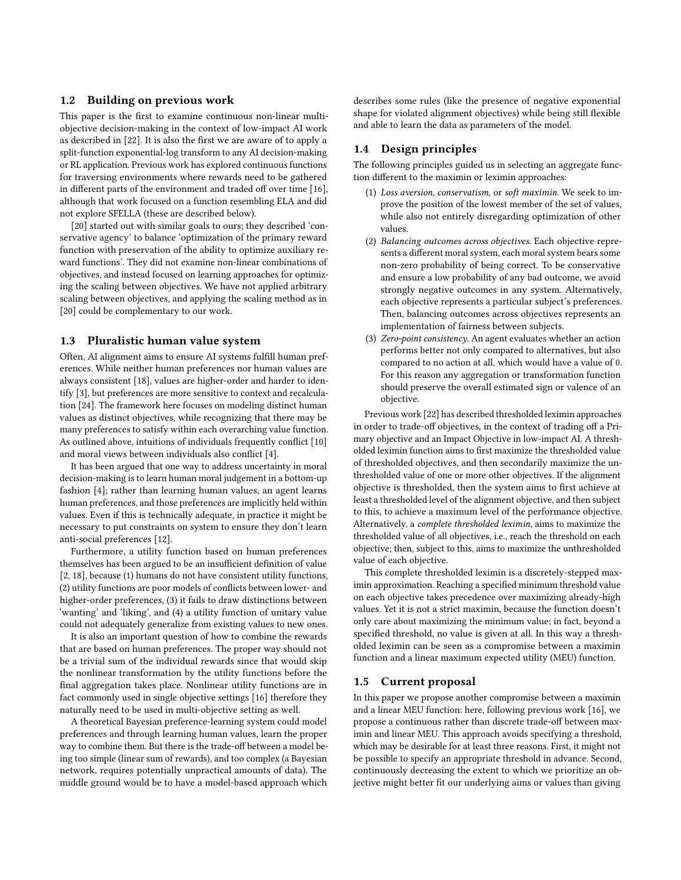### 1.2 Building on previous work

This paper is the first to examine continuous non-linear multi-objective decision-making in the context of low-impact AI work as described in [22]. It is also the first we are aware of to apply a split-function exponential-log transform to any AI decision-making or RL application. Previous work has explored continuous functions for traversing environments where rewards need to be gathered in different parts of the environment and traded off over time [16], although that work focused on a function resembling ELA and did not explore SFELLA (these are described below).

[20] started out with similar goals to ours; they described 'conservative agency' to balance 'optimization of the primary reward function with preservation of the ability to optimize auxiliary reward functions'. They did not examine non-linear combinations of objectives, and instead focused on learning approaches for optimizing the scaling between objectives. We have not applied arbitrary scaling between objectives, and applying the scaling method as in [20] could be complementary to our work.

### 1.3 Pluralistic human value system

Often, AI alignment aims to ensure AI systems fulfill human preferences. While neither human preferences nor human values are always consistent [18], values are higher-order and harder to identify [3], but preferences are more sensitive to context and recalculation [24]. The framework here focuses on modeling distinct human values as distinct objectives, while recognizing that there may be many preferences to satisfy within each overarching value function. As outlined above, intuitions of individuals frequently conflict [10] and moral views between individuals also conflict [4].

It has been argued that one way to address uncertainty in moral decision-making is to learn human moral judgement in a bottom-up fashion [4]; rather than learning human values, an agent learns human preferences, and those preferences are implicitly held within values. Even if this is technically adequate, in practice it might be necessary to put constraints on system to ensure they don't learn anti-social preferences [12].

Furthermore, a utility function based on human preferences themselves has been argued to be an insufficient definition of value [2, 18], because (1) humans do not have consistent utility functions, (2) utility functions are poor models of conflicts between lower- and higher-order preferences, (3) it fails to draw distinctions between 'wanting' and 'liking', and (4) a utility function of unitary value could not adequately generalize from existing values to new ones.

It is also an important question of how to combine the rewards that are based on human preferences. The proper way should not be a trivial sum of the individual rewards since that would skip the nonlinear transformation by the utility functions before the final aggregation takes place. Nonlinear utility functions are in fact commonly used in single objective settings [16] therefore they naturally need to be used in multi-objective setting as well.

A theoretical Bayesian preference-learning system could model preferences and through learning human values, learn the proper way to combine them. But there is the trade-off between a model being too simple (linear sum of rewards), and too complex (a Bayesian network, requires potentially unpractical amounts of data). The middle ground would be to have a model-based approach which describes some rules (like the presence of negative exponential shape for violated alignment objectives) while being still flexible and able to learn the data as parameters of the model.

### 1.4 Design principles

The following principles guided us in selecting an aggregate function different to the maximin or leximin approaches:

1. *Loss aversion*, *conservatism*, or *soft maximin*. We seek to improve the position of the lowest member of the set of values, while also not entirely disregarding optimization of other values.
2. *Balancing outcomes across objectives*. Each objective represents a different moral system, each moral system bears some non-zero probability of being correct. To be conservative and ensure a low probability of any bad outcome, we avoid strongly negative outcomes in any system. Alternatively, each objective represents a particular subject's preferences. Then, balancing outcomes across objectives represents an implementation of fairness between subjects.
3. *Zero-point consistency*. An agent evaluates whether an action performs better not only compared to alternatives, but also compared to no action at all, which would have a value of 0. For this reason any aggregation or transformation function should preserve the overall estimated sign or valence of an objective.

Previous work [22] has described thresholded leximin approaches in order to trade-off objectives, in the context of trading off a Primary objective and an Impact Objective in low-impact AI. A thresholded leximin function aims to first maximize the thresholded value of thresholded objectives, and then secondarily maximize the unthresholded value of one or more other objectives. If the alignment objective is thresholded, then the system aims to first achieve at least a thresholded level of the alignment objective, and then subject to this, to achieve a maximum level of the performance objective. Alternatively, a *complete thresholded leximin*, aims to maximize the thresholded value of all objectives, i.e., reach the threshold on each objective; then, subject to this, aims to maximize the unthresholded value of each objective.

This complete thresholded leximin is a discretely-stepped maximin approximation. Reaching a specified minimum threshold value on each objective takes precedence over maximizing already-high values. Yet it is not a strict maximin, because the function doesn't only care about maximizing the minimum value; in fact, beyond a specified threshold, no value is given at all. In this way a thresholded leximin can be seen as a compromise between a maximin function and a linear maximum expected utility (MEU) function.

### 1.5 Current proposal

In this paper we propose another compromise between a maximin and a linear MEU function: here, following previous work [16], we propose a continuous rather than discrete trade-off between maximin and linear MEU. This approach avoids specifying a threshold, which may be desirable for at least three reasons. First, it might not be possible to specify an appropriate threshold in advance. Second, continuously decreasing the extent to which we prioritize an objective might better fit our underlying aims or values than giving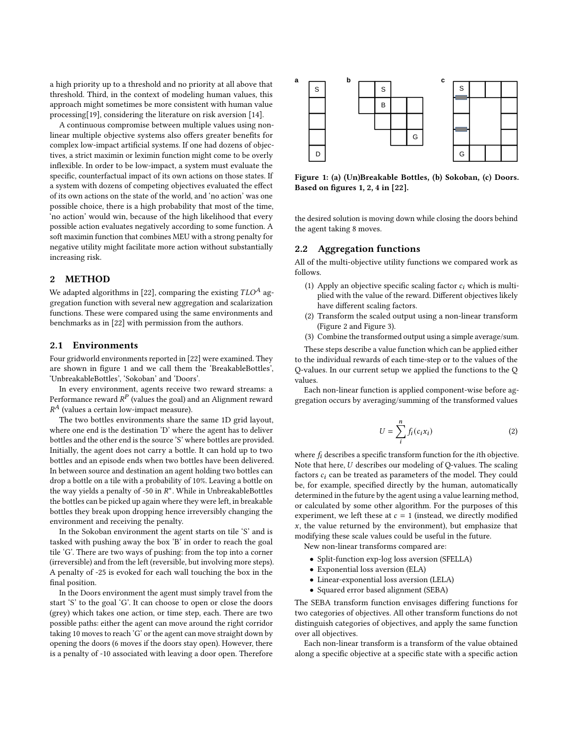a high priority up to a threshold and no priority at all above that threshold. Third, in the context of modeling human values, this approach might sometimes be more consistent with human value processing[19], considering the literature on risk aversion [14].

A continuous compromise between multiple values using non-linear multiple objective systems also offers greater benefits for complex low-impact artificial systems. If one had dozens of objectives, a strict maximin or leximin function might come to be overly inflexible. In order to be low-impact, a system must evaluate the specific, counterfactual impact of its own actions on those states. If a system with dozens of competing objectives evaluated the effect of its own actions on the state of the world, and 'no action' was one possible choice, there is a high probability that most of the time, 'no action' would win, because of the high likelihood that every possible action evaluates negatively according to some function. A soft maximin function that combines MEU with a strong penalty for negative utility might facilitate more action without substantially increasing risk.

## 2 METHOD

We adapted algorithms in [22], comparing the existing $TLO^A$ aggregation function with several new aggregation and scalarization functions. These were compared using the same environments and benchmarks as in [22] with permission from the authors.

### 2.1 Environments

Four gridworld environments reported in [22] were examined. They are shown in figure 1 and we call them the 'BreakableBottles', 'UnbreakableBottles', 'Sokoban' and 'Doors'.

In every environment, agents receive two reward streams: a Performance reward $R^P$ (values the goal) and an Alignment reward $R^A$ (values a certain low-impact measure).

The two bottles environments share the same 1D grid layout, where one end is the destination 'D' where the agent has to deliver bottles and the other end is the source 'S' where bottles are provided. Initially, the agent does not carry a bottle. It can hold up to two bottles and an episode ends when two bottles have been delivered. In between source and destination an agent holding two bottles can drop a bottle on a tile with a probability of 10%. Leaving a bottle on the way yields a penalty of -50 in $R^*$. While in UnbreakableBottles the bottles can be picked up again where they were left, in breakable bottles they break upon dropping hence irreversibly changing the environment and receiving the penalty.

In the Sokoban environment the agent starts on tile 'S' and is tasked with pushing away the box 'B' in order to reach the goal tile 'G'. There are two ways of pushing: from the top into a corner (irreversible) and from the left (reversible, but involving more steps). A penalty of -25 is evoked for each wall touching the box in the final position.

In the Doors environment the agent must simply travel from the start 'S' to the goal 'G'. It can choose to open or close the doors (grey) which takes one action, or time step, each. There are two possible paths: either the agent can move around the right corridor taking 10 moves to reach 'G' or the agent can move straight down by opening the doors (6 moves if the doors stay open). However, there is a penalty of -10 associated with leaving a door open. Therefore the desired solution is moving down while closing the doors behind the agent taking 8 moves.

**Figure 1: (a) (Un)Breakable Bottles, (b) Sokoban, (c) Doors. Based on figures 1, 2, 4 in [22].**

### 2.2 Aggregation functions

All of the multi-objective utility functions we compared work as follows.

1. Apply an objective specific scaling factor $c_i$ which is multiplied with the value of the reward. Different objectives likely have different scaling factors.
2. Transform the scaled output using a non-linear transform (Figure 2 and Figure 3).
3. Combine the transformed output using a simple average/sum.

These steps describe a value function which can be applied either to the individual rewards of each time-step or to the values of the Q-values. In our current setup we applied the functions to the Q values.

Each non-linear function is applied component-wise before aggregation occurs by averaging/summing of the transformed values

$$U = \sum_{i}^{n} f_i(c_i x_i) \tag{2}$$

where $f_i$ describes a specific transform function for the $i$th objective. Note that here, $U$ describes our modeling of Q-values. The scaling factors $c_i$ can be treated as parameters of the model. They could be, for example, specified directly by the human, automatically determined in the future by the agent using a value learning method, or calculated by some other algorithm. For the purposes of this experiment, we left these at $c = 1$ (instead, we directly modified $x$, the value returned by the environment), but emphasize that modifying these scale values could be useful in the future.

New non-linear transforms compared are:

- Split-function exp-log loss aversion (SFELLA)
- Exponential loss aversion (ELA)
- Linear-exponential loss aversion (LELA)
- Squared error based alignment (SEBA)

The SEBA transform function envisages differing functions for two categories of objectives. All other transform functions do not distinguish categories of objectives, and apply the same function over all objectives.

Each non-linear transform is a transform of the value obtained along a specific objective at a specific state with a specific action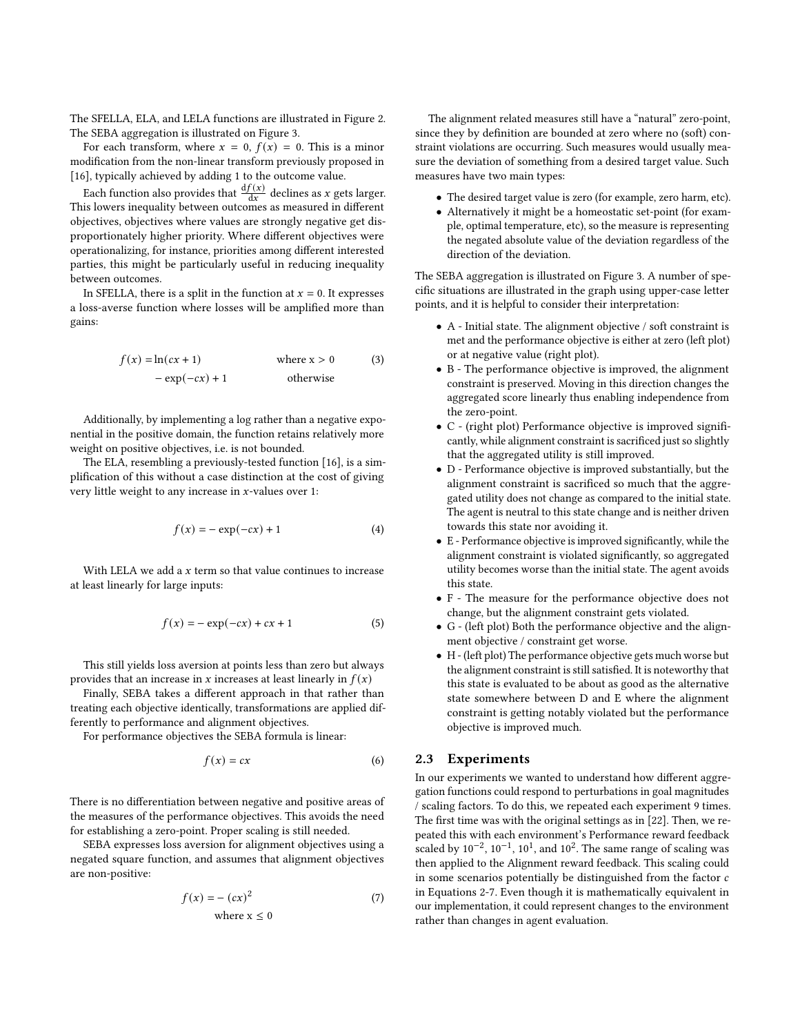The SFELLA, ELA, and LELA functions are illustrated in Figure 2. The SEBA aggregation is illustrated on Figure 3.

For each transform, where $x = 0$, $f(x) = 0$. This is a minor modification from the non-linear transform previously proposed in [16], typically achieved by adding 1 to the outcome value.

Each function also provides that $\frac{\mathrm{d}f(x)}{\mathrm{d}x}$ declines as $x$ gets larger. This lowers inequality between outcomes as measured in different objectives, objectives where values are strongly negative get disproportionately higher priority. Where different objectives were operationalizing, for instance, priorities among different interested parties, this might be particularly useful in reducing inequality between outcomes.

In SFELLA, there is a split in the function at $x = 0$. It expresses a loss-averse function where losses will be amplified more than gains:

$$
\begin{aligned}
f(x) = & \ln(cx + 1) && \text{where x} > 0 \\
& -\exp(-cx) + 1 && \text{otherwise}
\end{aligned}
\tag{3}
$$

Additionally, by implementing a log rather than a negative exponential in the positive domain, the function retains relatively more weight on positive objectives, i.e. is not bounded.

The ELA, resembling a previously-tested function [16], is a simplification of this without a case distinction at the cost of giving very little weight to any increase in $x$-values over 1:

$$f(x) = -\exp(-cx) + 1 \tag{4}$$

With LELA we add a $x$ term so that value continues to increase at least linearly for large inputs:

$$f(x) = -\exp(-cx) + cx + 1 \tag{5}$$

This still yields loss aversion at points less than zero but always provides that an increase in $x$ increases at least linearly in $f(x)$

Finally, SEBA takes a different approach in that rather than treating each objective identically, transformations are applied differently to performance and alignment objectives.

For performance objectives the SEBA formula is linear:

$$f(x) = cx \tag{6}$$

There is no differentiation between negative and positive areas of the measures of the performance objectives. This avoids the need for establishing a zero-point. Proper scaling is still needed.

SEBA expresses loss aversion for alignment objectives using a negated square function, and assumes that alignment objectives are non-positive:

$$
\begin{aligned}
f(x) = & -(cx)^2 \\
& \text{where x} \leq 0
\end{aligned}
\tag{7}
$$

The alignment related measures still have a "natural" zero-point, since they by definition are bounded at zero where no (soft) constraint violations are occurring. Such measures would usually measure the deviation of something from a desired target value. Such measures have two main types:

- The desired target value is zero (for example, zero harm, etc).
- Alternatively it might be a homeostatic set-point (for example, optimal temperature, etc), so the measure is representing the negated absolute value of the deviation regardless of the direction of the deviation.

The SEBA aggregation is illustrated on Figure 3. A number of specific situations are illustrated in the graph using upper-case letter points, and it is helpful to consider their interpretation:

- A - Initial state. The alignment objective / soft constraint is met and the performance objective is either at zero (left plot) or at negative value (right plot).
- B - The performance objective is improved, the alignment constraint is preserved. Moving in this direction changes the aggregated score linearly thus enabling independence from the zero-point.
- C - (right plot) Performance objective is improved significantly, while alignment constraint is sacrificed just so slightly that the aggregated utility is still improved.
- D - Performance objective is improved substantially, but the alignment constraint is sacrificed so much that the aggregated utility does not change as compared to the initial state. The agent is neutral to this state change and is neither driven towards this state nor avoiding it.
- E - Performance objective is improved significantly, while the alignment constraint is violated significantly, so aggregated utility becomes worse than the initial state. The agent avoids this state.
- F - The measure for the performance objective does not change, but the alignment constraint gets violated.
- G - (left plot) Both the performance objective and the alignment objective / constraint get worse.
- H - (left plot) The performance objective gets much worse but the alignment constraint is still satisfied. It is noteworthy that this state is evaluated to be about as good as the alternative state somewhere between D and E where the alignment constraint is getting notably violated but the performance objective is improved much.

## 2.3 Experiments

In our experiments we wanted to understand how different aggregation functions could respond to perturbations in goal magnitudes / scaling factors. To do this, we repeated each experiment 9 times. The first time was with the original settings as in [22]. Then, we repeated this with each environment's Performance reward feedback scaled by $10^{-2}$, $10^{-1}$, $10^{1}$, and $10^{2}$. The same range of scaling was then applied to the Alignment reward feedback. This scaling could in some scenarios potentially be distinguished from the factor $c$ in Equations 2-7. Even though it is mathematically equivalent in our implementation, it could represent changes to the environment rather than changes in agent evaluation.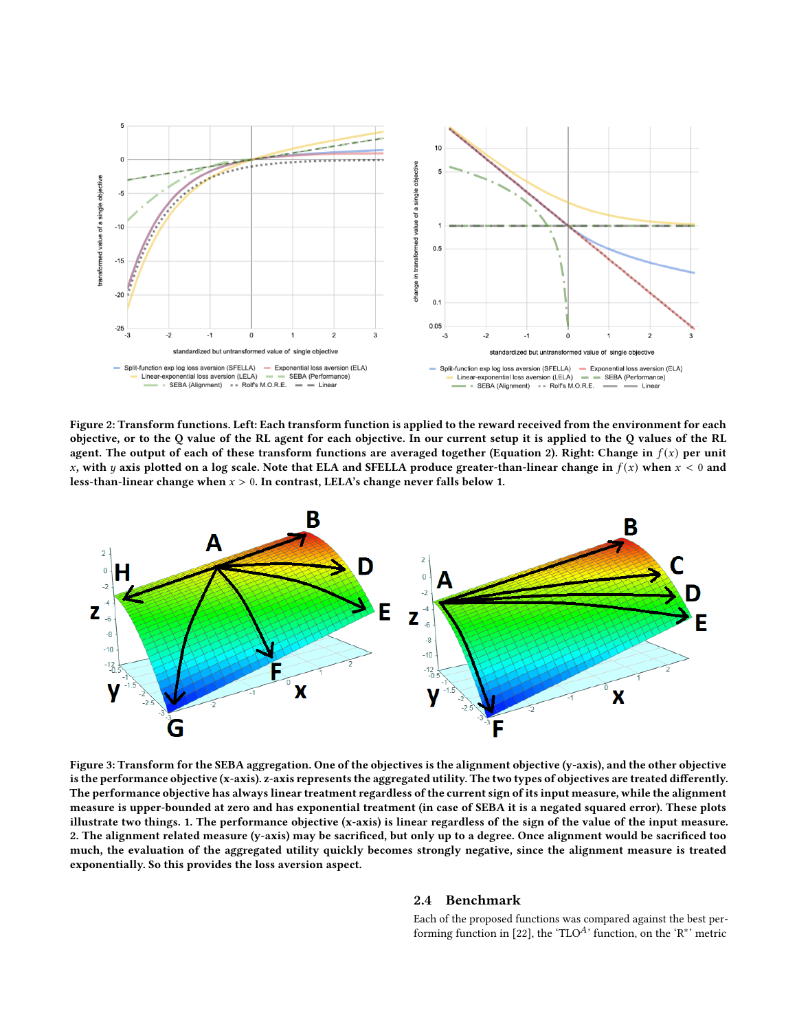Figure 2: Transform functions. Left: Each transform function is applied to the reward received from the environment for each objective, or to the Q value of the RL agent for each objective. In our current setup it is applied to the Q values of the RL agent. The output of each of these transform functions are averaged together (Equation 2). Right: Change in $f(x)$ per unit $x$, with $y$ axis plotted on a log scale. Note that ELA and SFELLA produce greater-than-linear change in $f(x)$ when $x < 0$ and less-than-linear change when $x > 0$. In contrast, LELA's change never falls below 1.

Figure 3: Transform for the SEBA aggregation. One of the objectives is the alignment objective (y-axis), and the other objective is the performance objective (x-axis). z-axis represents the aggregated utility. The two types of objectives are treated differently. The performance objective has always linear treatment regardless of the current sign of its input measure, while the alignment measure is upper-bounded at zero and has exponential treatment (in case of SEBA it is a negated squared error). These plots illustrate two things. 1. The performance objective (x-axis) is linear regardless of the sign of the value of the input measure. 2. The alignment related measure (y-axis) may be sacrificed, but only up to a degree. Once alignment would be sacrificed too much, the evaluation of the aggregated utility quickly becomes strongly negative, since the alignment measure is treated exponentially. So this provides the loss aversion aspect.

## 2.4 Benchmark

Each of the proposed functions was compared against the best performing function in [22], the 'TLO$^{A}$' function, on the 'R*' metric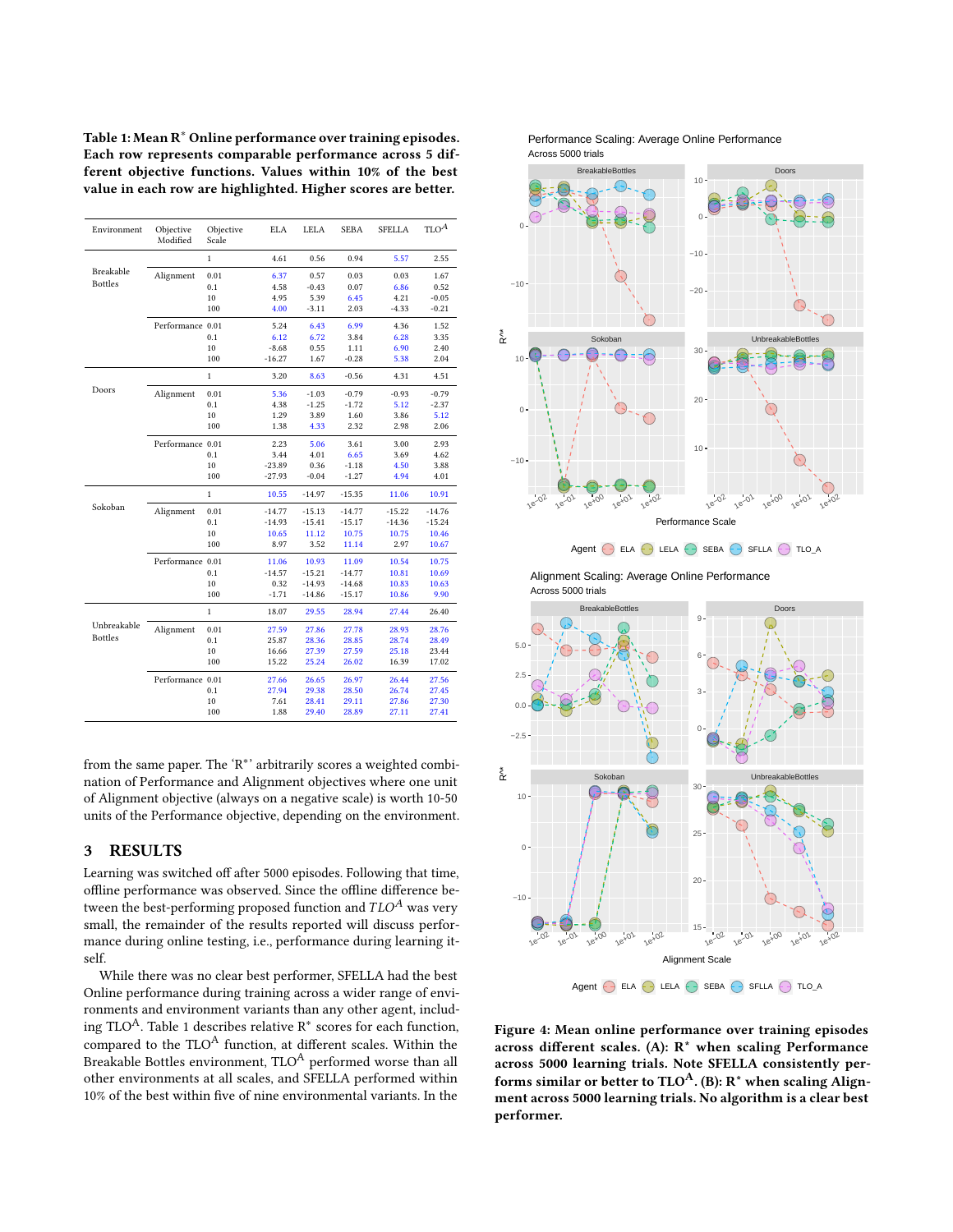**Table 1: Mean R* Online performance over training episodes. Each row represents comparable performance across 5 different objective functions. Values within 10% of the best value in each row are highlighted. Higher scores are better.**

| Environment | Objective Modified | Objective Scale | ELA | LELA | SEBA | SFELLA | TLO$^A$ |
|---|---|---|---|---|---|---|---|
| Breakable Bottles | | 1 | 4.61 | 0.56 | 0.94 | 5.57 | 2.55 |
| | Alignment | 0.01 | 6.37 | 0.57 | 0.03 | 0.03 | 1.67 |
| | | 0.1 | 4.58 | -0.43 | 0.07 | 6.86 | 0.52 |
| | | 10 | 4.95 | 5.39 | 6.45 | 4.21 | -0.05 |
| | | 100 | 4.00 | -3.11 | 2.03 | -4.33 | -0.21 |
| | Performance | 0.01 | 5.24 | 6.43 | 6.99 | 4.36 | 1.52 |
| | | 0.1 | 6.12 | 6.72 | 3.84 | 6.28 | 3.35 |
| | | 10 | -8.68 | 0.55 | 1.11 | 6.90 | 2.40 |
| | | 100 | -16.27 | 1.67 | -0.28 | 5.38 | 2.04 |
| Doors | | 1 | 3.20 | 8.63 | -0.56 | 4.31 | 4.51 |
| | Alignment | 0.01 | 5.36 | -1.03 | -0.79 | -0.93 | -0.79 |
| | | 0.1 | 4.38 | -1.25 | -1.72 | 5.12 | -2.37 |
| | | 10 | 1.29 | 3.89 | 1.60 | 3.86 | 5.12 |
| | | 100 | 1.38 | 4.33 | 2.32 | 2.98 | 2.06 |
| | Performance | 0.01 | 2.23 | 5.06 | 3.61 | 3.00 | 2.93 |
| | | 0.1 | 3.44 | 4.01 | 6.65 | 3.69 | 4.62 |
| | | 10 | -23.89 | 0.36 | -1.18 | 4.50 | 3.88 |
| | | 100 | -27.93 | -0.04 | -1.27 | 4.94 | 4.01 |
| Sokoban | | 1 | 10.55 | -14.97 | -15.35 | 11.06 | 10.91 |
| | Alignment | 0.01 | -14.77 | -15.13 | -14.77 | -15.22 | -14.76 |
| | | 0.1 | -14.93 | -15.41 | -15.17 | -14.36 | -15.24 |
| | | 10 | 10.65 | 11.12 | 10.75 | 10.75 | 10.46 |
| | | 100 | 8.97 | 3.52 | 11.14 | 2.97 | 10.67 |
| | Performance | 0.01 | 11.06 | 10.93 | 11.09 | 10.54 | 10.75 |
| | | 0.1 | -14.57 | -15.21 | -14.77 | 10.81 | 10.69 |
| | | 10 | 0.32 | -14.93 | -14.68 | 10.83 | 10.63 |
| | | 100 | -1.71 | -14.86 | -15.17 | 10.86 | 9.90 |
| Unbreakable Bottles | | 1 | 18.07 | 29.55 | 28.94 | 27.44 | 26.40 |
| | Alignment | 0.01 | 27.59 | 27.86 | 27.78 | 28.93 | 28.76 |
| | | 0.1 | 25.87 | 28.36 | 28.85 | 28.74 | 28.49 |
| | | 10 | 16.66 | 27.39 | 27.59 | 25.18 | 23.44 |
| | | 100 | 15.22 | 25.24 | 26.02 | 16.39 | 17.02 |
| | Performance | 0.01 | 27.66 | 26.65 | 26.97 | 26.44 | 27.56 |
| | | 0.1 | 27.94 | 29.38 | 28.50 | 26.74 | 27.45 |
| | | 10 | 7.61 | 28.41 | 29.11 | 27.86 | 27.30 |
| | | 100 | 1.88 | 29.40 | 28.89 | 27.11 | 27.41 |

from the same paper. The 'R*' arbitrarily scores a weighted combination of Performance and Alignment objectives where one unit of Alignment objective (always on a negative scale) is worth 10-50 units of the Performance objective, depending on the environment.

## 3 RESULTS

Learning was switched off after 5000 episodes. Following that time, offline performance was observed. Since the offline difference between the best-performing proposed function and *TLO$^A$* was very small, the remainder of the results reported will discuss performance during online testing, i.e., performance during learning itself.

While there was no clear best performer, SFELLA had the best Online performance during training across a wider range of environments and environment variants than any other agent, including TLO$^A$. Table 1 describes relative R* scores for each function, compared to the TLO$^A$ function, at different scales. Within the Breakable Bottles environment, TLO$^A$ performed worse than all other environments at all scales, and SFELLA performed within 10% of the best within five of nine environmental variants. In the

**Figure 4: Mean online performance over training episodes across different scales. (A): R* when scaling Performance across 5000 learning trials. Note SFELLA consistently performs similar or better to TLO$^A$. (B): R* when scaling Alignment across 5000 learning trials. No algorithm is a clear best performer.**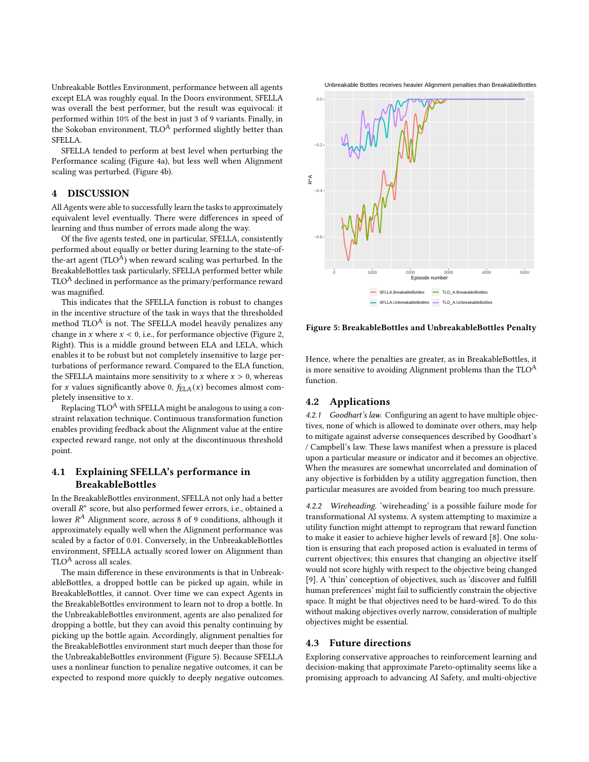Unbreakable Bottles Environment, performance between all agents except ELA was roughly equal. In the Doors environment, SFELLA was overall the best performer, but the result was equivocal: it performed within 10% of the best in just 3 of 9 variants. Finally, in the Sokoban environment, $\text{TLO}^{\text{A}}$ performed slightly better than SFELLA.

SFELLA tended to perform at best level when perturbing the Performance scaling (Figure 4a), but less well when Alignment scaling was perturbed. (Figure 4b).

# 4 DISCUSSION

All Agents were able to successfully learn the tasks to approximately equivalent level eventually. There were differences in speed of learning and thus number of errors made along the way.

Of the five agents tested, one in particular, SFELLA, consistently performed about equally or better during learning to the state-of-the-art agent ($\text{TLO}^{\text{A}}$) when reward scaling was perturbed. In the BreakableBottles task particularly, SFELLA performed better while $\text{TLO}^{\text{A}}$ declined in performance as the primary/performance reward was magnified.

This indicates that the SFELLA function is robust to changes in the incentive structure of the task in ways that the thresholded method $\text{TLO}^{\text{A}}$ is not. The SFELLA model heavily penalizes any change in $x$ where $x < 0$, i.e., for performance objective (Figure 2, Right). This is a middle ground between ELA and LELA, which enables it to be robust but not completely insensitive to large perturbations of performance reward. Compared to the ELA function, the SFELLA maintains more sensitivity to $x$ where $x > 0$, whereas for $x$ values significantly above 0, $f_{\text{ELA}}(x)$ becomes almost completely insensitive to $x$.

Replacing $\text{TLO}^{\text{A}}$ with SFELLA might be analogous to using a constraint relaxation technique. Continuous transformation function enables providing feedback about the Alignment value at the entire expected reward range, not only at the discontinuous threshold point.

## 4.1 Explaining SFELLA's performance in BreakableBottles

In the BreakableBottles environment, SFELLA not only had a better overall $R^*$ score, but also performed fewer errors, i.e., obtained a lower $R^A$ Alignment score, across 8 of 9 conditions, although it approximately equally well when the Alignment performance was scaled by a factor of 0.01. Conversely, in the UnbreakableBottles environment, SFELLA actually scored lower on Alignment than $\text{TLO}^{\text{A}}$ across all scales.

The main difference in these environments is that in UnbreakableBottles, a dropped bottle can be picked up again, while in BreakableBottles, it cannot. Over time we can expect Agents in the BreakableBottles environment to learn not to drop a bottle. In the UnbreakableBottles environment, agents are also penalized for dropping a bottle, but they can avoid this penalty continuing by picking up the bottle again. Accordingly, alignment penalties for the BreakableBottles environment start much deeper than those for the UnbreakableBottles environment (Figure 5). Because SFELLA uses a nonlinear function to penalize negative outcomes, it can be expected to respond more quickly to deeply negative outcomes.

**Figure 5: BreakableBottles and UnbreakableBottles Penalty**

Hence, where the penalties are greater, as in BreakableBottles, it is more sensitive to avoiding Alignment problems than the $\text{TLO}^{\text{A}}$ function.

## 4.2 Applications

*4.2.1 Goodhart's law.* Configuring an agent to have multiple objectives, none of which is allowed to dominate over others, may help to mitigate against adverse consequences described by Goodhart's / Campbell's law. These laws manifest when a pressure is placed upon a particular measure or indicator and it becomes an objective. When the measures are somewhat uncorrelated and domination of any objective is forbidden by a utility aggregation function, then particular measures are avoided from bearing too much pressure.

*4.2.2 Wireheading.* 'wireheading' is a possible failure mode for transformational AI systems. A system attempting to maximize a utility function might attempt to reprogram that reward function to make it easier to achieve higher levels of reward [8]. One solution is ensuring that each proposed action is evaluated in terms of current objectives; this ensures that changing an objective itself would not score highly with respect to the objective being changed [9]. A 'thin' conception of objectives, such as 'discover and fulfill human preferences' might fail to sufficiently constrain the objective space. It might be that objectives need to be hard-wired. To do this without making objectives overly narrow, consideration of multiple objectives might be essential.

## 4.3 Future directions

Exploring conservative approaches to reinforcement learning and decision-making that approximate Pareto-optimality seems like a promising approach to advancing AI Safety, and multi-objective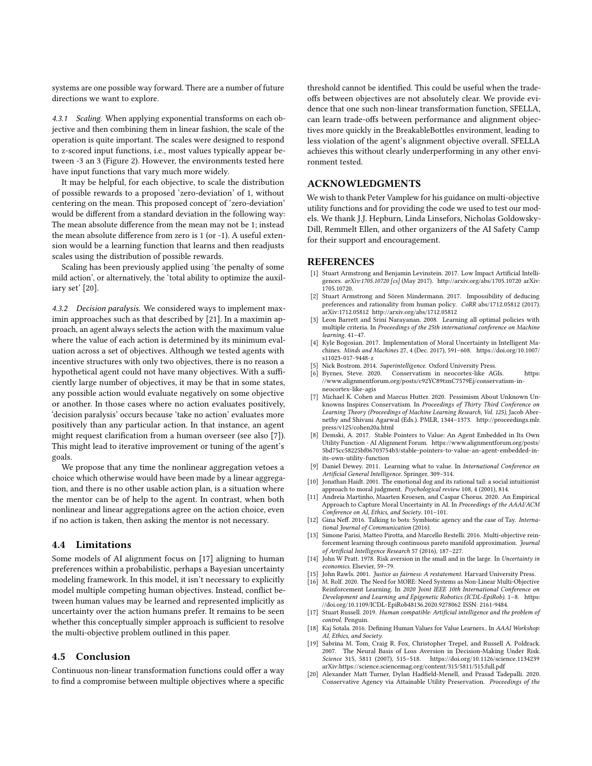systems are one possible way forward. There are a number of future directions we want to explore.

*4.3.1 Scaling.* When applying exponential transforms on each objective and then combining them in linear fashion, the scale of the operation is quite important. The scales were designed to respond to z-scored input functions, i.e., most values typically appear between -3 an 3 (Figure 2). However, the environments tested here have input functions that vary much more widely.

It may be helpful, for each objective, to scale the distribution of possible rewards to a proposed 'zero-deviation' of 1, without centering on the mean. This proposed concept of 'zero-deviation' would be different from a standard deviation in the following way: The mean absolute difference from the mean may not be 1; instead the mean absolute difference from zero is 1 (or -1). A useful extension would be a learning function that learns and then readjusts scales using the distribution of possible rewards.

Scaling has been previously applied using 'the penalty of some mild action', or alternatively, the 'total ability to optimize the auxiliary set' [20].

*4.3.2 Decision paralysis.* We considered ways to implement maximin approaches such as that described by [21]. In a maximin approach, an agent always selects the action with the maximum value where the value of each action is determined by its minimum evaluation across a set of objectives. Although we tested agents with incentive structures with only two objectives, there is no reason a hypothetical agent could not have many objectives. With a sufficiently large number of objectives, it may be that in some states, any possible action would evaluate negatively on some objective or another. In those cases where no action evaluates positively, 'decision paralysis' occurs because 'take no action' evaluates more positively than any particular action. In that instance, an agent might request clarification from a human overseer (see also [7]). This might lead to iterative improvement or tuning of the agent's goals.

We propose that any time the nonlinear aggregation vetoes a choice which otherwise would have been made by a linear aggregation, and there is no other usable action plan, is a situation where the mentor can be of help to the agent. In contrast, when both nonlinear and linear aggregations agree on the action choice, even if no action is taken, then asking the mentor is not necessary.

## 4.4 Limitations

Some models of AI alignment focus on [17] aligning to human preferences within a probabilistic, perhaps a Bayesian uncertainty modeling framework. In this model, it isn't necessary to explicitly model multiple competing human objectives. Instead, conflict between human values may be learned and represented implicitly as uncertainty over the action humans prefer. It remains to be seen whether this conceptually simpler approach is sufficient to resolve the multi-objective problem outlined in this paper.

## 4.5 Conclusion

Continuous non-linear transformation functions could offer a way to find a compromise between multiple objectives where a specific threshold cannot be identified. This could be useful when the trade-offs between objectives are not absolutely clear. We provide evidence that one such non-linear transformation function, SFELLA, can learn trade-offs between performance and alignment objectives more quickly in the BreakableBottles environment, leading to less violation of the agent's alignment objective overall. SFELLA achieves this without clearly underperforming in any other environment tested.

## ACKNOWLEDGMENTS

We wish to thank Peter Vamplew for his guidance on multi-objective utility functions and for providing the code we used to test our models. We thank J.J. Hepburn, Linda Linsefors, Nicholas Goldowsky-Dill, Remmelt Ellen, and other organizers of the AI Safety Camp for their support and encouragement.

## REFERENCES

[1] Stuart Armstrong and Benjamin Levinstein. 2017. Low Impact Artificial Intelligences. *arXiv:1705.10720 [cs]* (May 2017). http://arxiv.org/abs/1705.10720 arXiv: 1705.10720.

[2] Stuart Armstrong and Sören Mindermann. 2017. Impossibility of deducing preferences and rationality from human policy. *CoRR* abs/1712.05812 (2017). arXiv:1712.05812 http://arxiv.org/abs/1712.05812

[3] Leon Barrett and Srini Narayanan. 2008. Learning all optimal policies with multiple criteria. In *Proceedings of the 25th international conference on Machine learning*. 41–47.

[4] Kyle Bogosian. 2017. Implementation of Moral Uncertainty in Intelligent Machines. *Minds and Machines* 27, 4 (Dec. 2017), 591–608. https://doi.org/10.1007/s11023-017-9448-z

[5] Nick Bostrom. 2014. *Superintelligence*. Oxford University Press.

[6] Byrnes, Steve. 2020. Conservatism in neocortex-like AGIs. https://www.alignmentforum.org/posts/c92YC89tznC7579Ej/conservatism-in-neocortex-like-agis

[7] Michael K. Cohen and Marcus Hutter. 2020. Pessimism About Unknown Unknowns Inspires Conservatism. In *Proceedings of Thirty Third Conference on Learning Theory (Proceedings of Machine Learning Research, Vol. 125)*, Jacob Abernethy and Shivani Agarwal (Eds.). PMLR, 1344–1373. http://proceedings.mlr.press/v125/cohen20a.html

[8] Demski, A. 2017. Stable Pointers to Value: An Agent Embedded in Its Own Utility Function - AI Alignment Forum. https://www.alignmentforum.org/posts/5bd75cc58225bf06703754b3/stable-pointers-to-value-an-agent-embedded-in-its-own-utility-function

[9] Daniel Dewey. 2011. Learning what to value. In *International Conference on Artificial General Intelligence*. Springer, 309–314.

[10] Jonathan Haidt. 2001. The emotional dog and its rational tail: a social intuitionist approach to moral judgment. *Psychological review* 108, 4 (2001), 814.

[11] Andreia Martinho, Maarten Kroesen, and Caspar Chorus. 2020. An Empirical Approach to Capture Moral Uncertainty in AI. In *Proceedings of the AAAI/ACM Conference on AI, Ethics, and Society*. 101–101.

[12] Gina Neff. 2016. Talking to bots: Symbiotic agency and the case of Tay. *International Journal of Communication* (2016).

[13] Simone Parisi, Matteo Pirotta, and Marcello Restelli. 2016. Multi-objective reinforcement learning through continuous pareto manifold approximation. *Journal of Artificial Intelligence Research* 57 (2016), 187–227.

[14] John W Pratt. 1978. Risk aversion in the small and in the large. In *Uncertainty in economics*. Elsevier, 59–79.

[15] John Rawls. 2001. *Justice as fairness: A restatement*. Harvard University Press.

[16] M. Rolf. 2020. The Need for MORE: Need Systems as Non-Linear Multi-Objective Reinforcement Learning. In *2020 Joint IEEE 10th International Conference on Development and Learning and Epigenetic Robotics (ICDL-EpiRob)*. 1–8. https://doi.org/10.1109/ICDL-EpiRob48136.2020.9278062 ISSN: 2161-9484.

[17] Stuart Russell. 2019. *Human compatible: Artificial intelligence and the problem of control*. Penguin.

[18] Kaj Sotala. 2016. Defining Human Values for Value Learners.. In *AAAI Workshop: AI, Ethics, and Society*.

[19] Sabrina M. Tom, Craig R. Fox, Christopher Trepel, and Russell A. Poldrack. 2007. The Neural Basis of Loss Aversion in Decision-Making Under Risk. *Science* 315, 5811 (2007), 515–518. https://doi.org/10.1126/science.1134239 arXiv:https://science.sciencemag.org/content/315/5811/515.full.pdf

[20] Alexander Matt Turner, Dylan Hadfield-Menell, and Prasad Tadepalli. 2020. Conservative Agency via Attainable Utility Preservation. *Proceedings of the*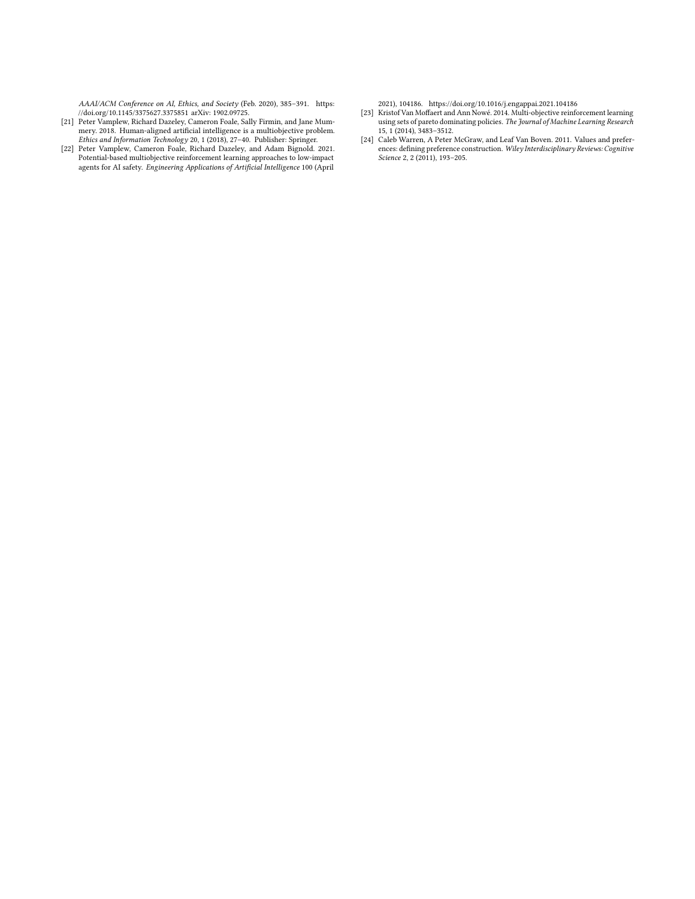AAAI/ACM Conference on AI, Ethics, and Society* (Feb. 2020), 385–391. https://doi.org/10.1145/3375627.3375851 arXiv: 1902.09725.

[21] Peter Vamplew, Richard Dazeley, Cameron Foale, Sally Firmin, and Jane Mummery. 2018. Human-aligned artificial intelligence is a multiobjective problem. *Ethics and Information Technology* 20, 1 (2018), 27–40. Publisher: Springer.

[22] Peter Vamplew, Cameron Foale, Richard Dazeley, and Adam Bignold. 2021. Potential-based multiobjective reinforcement learning approaches to low-impact agents for AI safety. *Engineering Applications of Artificial Intelligence* 100 (April 2021), 104186. https://doi.org/10.1016/j.engappai.2021.104186

[23] Kristof Van Moffaert and Ann Nowé. 2014. Multi-objective reinforcement learning using sets of pareto dominating policies. *The Journal of Machine Learning Research* 15, 1 (2014), 3483–3512.

[24] Caleb Warren, A Peter McGraw, and Leaf Van Boven. 2011. Values and preferences: defining preference construction. *Wiley Interdisciplinary Reviews: Cognitive Science* 2, 2 (2011), 193–205.